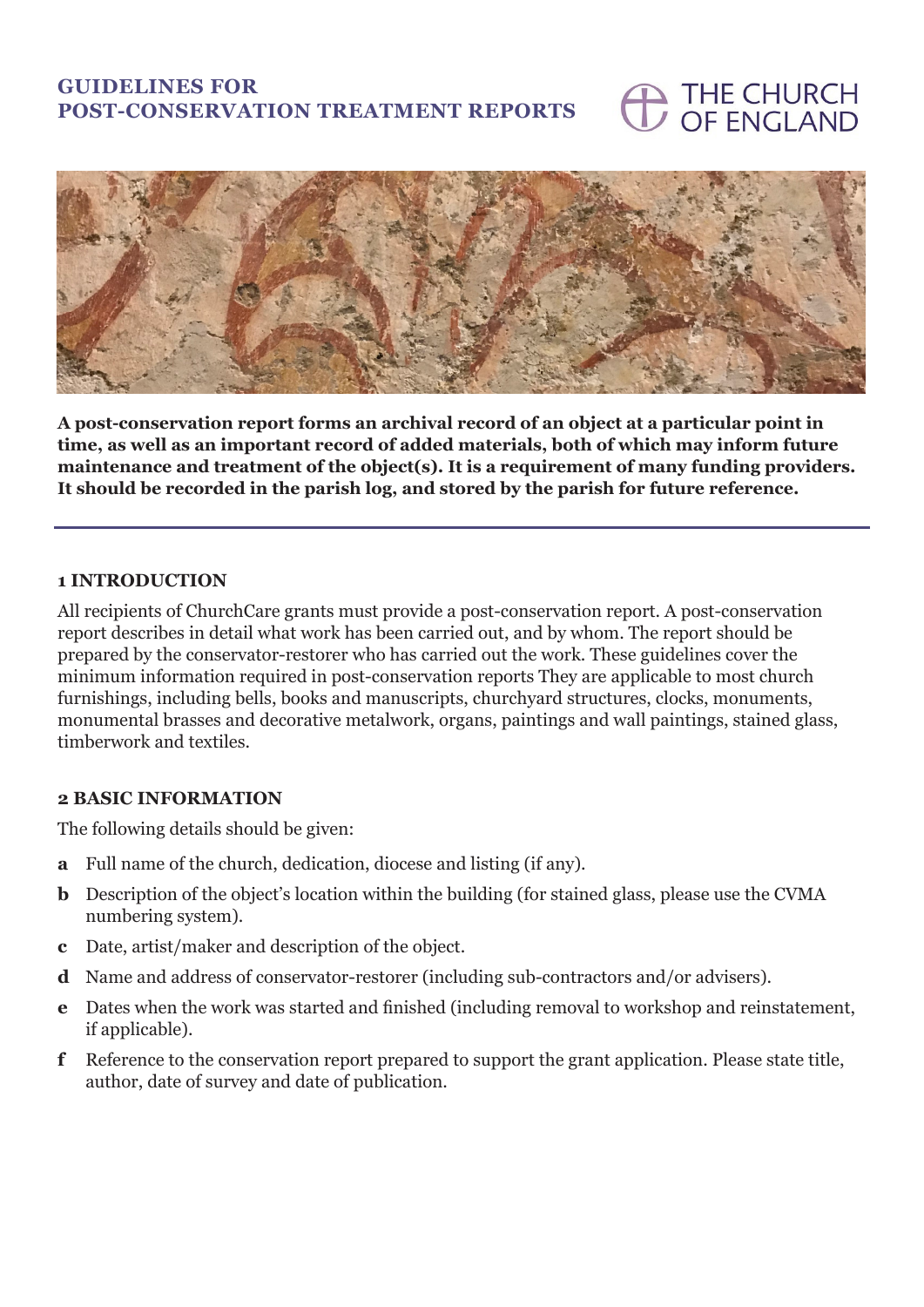# GUIDELINES FOR POST-CONSERVATION TREATMENT REPORTS

THE CHURCH OF ENGLAND

**A post-conservation report forms an archival record of an object at a particular point in time, as well as an important record of added materials, both of which may inform future maintenance and treatment of the object(s). It is a requirement of many funding providers. It should be recorded in the parish log, and stored by the parish for future reference.**

## 1 INTRODUCTION

All recipients of ChurchCare grants must provide a post-conservation report. A post-conservation report describes in detail what work has been carried out, and by whom. The report should be prepared by the conservator-restorer who has carried out the work. These guidelines cover the minimum information required in post-conservation reports They are applicable to most church furnishings, including bells, books and manuscripts, churchyard structures, clocks, monuments, monumental brasses and decorative metalwork, organs, paintings and wall paintings, stained glass, timberwork and textiles.

## 2 BASIC INFORMATION

The following details should be given:

- **a** Full name of the church, dedication, diocese and listing (if any).
- **b** Description of the object's location within the building (for stained glass, please use the CVMA numbering system).
- **c** Date, artist/maker and description of the object.
- **d** Name and address of conservator-restorer (including sub-contractors and/or advisers).
- **e** Dates when the work was started and finished (including removal to workshop and reinstatement, if applicable).
- **f** Reference to the conservation report prepared to support the grant application. Please state title, author, date of survey and date of publication.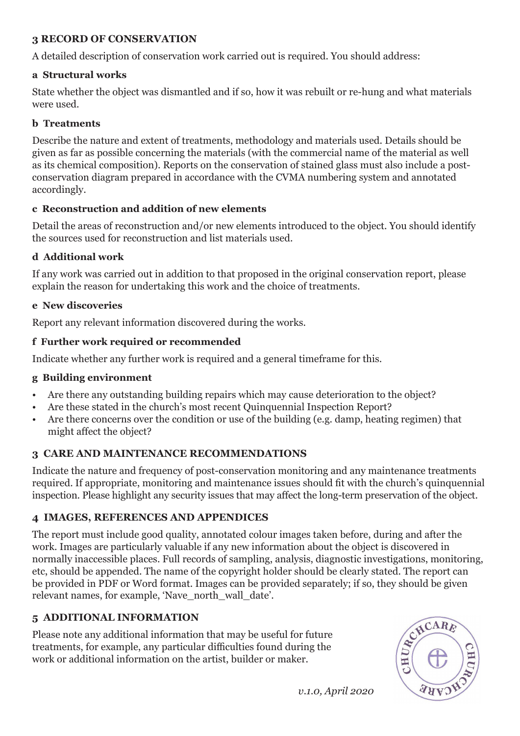## 3 RECORD OF CONSERVATION

A detailed description of conservation work carried out is required. You should address:

### a Structural works

State whether the object was dismantled and if so, how it was rebuilt or re-hung and what materials were used.

### b Treatments

Describe the nature and extent of treatments, methodology and materials used. Details should be given as far as possible concerning the materials (with the commercial name of the material as well as its chemical composition). Reports on the conservation of stained glass must also include a post-conservation diagram prepared in accordance with the CVMA numbering system and annotated accordingly.

### c Reconstruction and addition of new elements

Detail the areas of reconstruction and/or new elements introduced to the object. You should identify the sources used for reconstruction and list materials used.

### d Additional work

If any work was carried out in addition to that proposed in the original conservation report, please explain the reason for undertaking this work and the choice of treatments.

### e New discoveries

Report any relevant information discovered during the works.

### f Further work required or recommended

Indicate whether any further work is required and a general timeframe for this.

### g Building environment

- Are there any outstanding building repairs which may cause deterioration to the object?
- Are these stated in the church's most recent Quinquennial Inspection Report?
- Are there concerns over the condition or use of the building (e.g. damp, heating regimen) that might affect the object?

## 3 CARE AND MAINTENANCE RECOMMENDATIONS

Indicate the nature and frequency of post-conservation monitoring and any maintenance treatments required. If appropriate, monitoring and maintenance issues should fit with the church's quinquennial inspection. Please highlight any security issues that may affect the long-term preservation of the object.

## 4 IMAGES, REFERENCES AND APPENDICES

The report must include good quality, annotated colour images taken before, during and after the work. Images are particularly valuable if any new information about the object is discovered in normally inaccessible places. Full records of sampling, analysis, diagnostic investigations, monitoring, etc, should be appended. The name of the copyright holder should be clearly stated. The report can be provided in PDF or Word format. Images can be provided separately; if so, they should be given relevant names, for example, 'Nave_north_wall_date'.

## 5 ADDITIONAL INFORMATION

Please note any additional information that may be useful for future treatments, for example, any particular difficulties found during the work or additional information on the artist, builder or maker.

*v.1.0, April 2020*